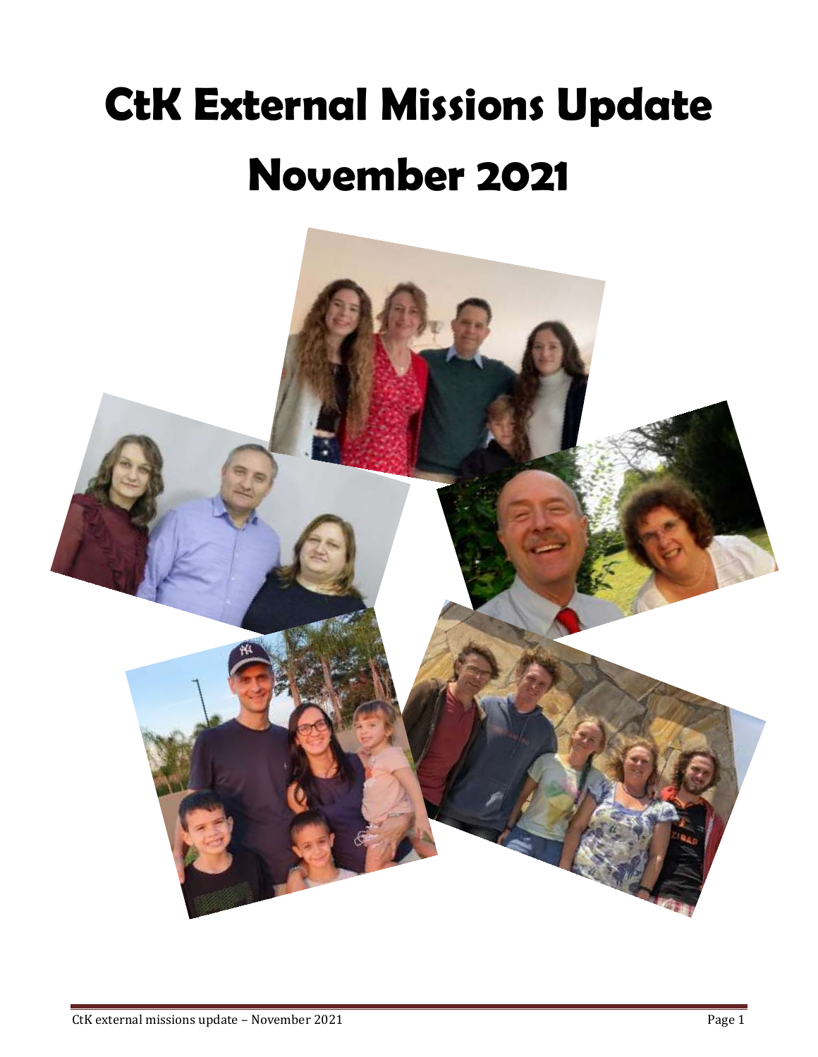# CtK External Missions Update November 2021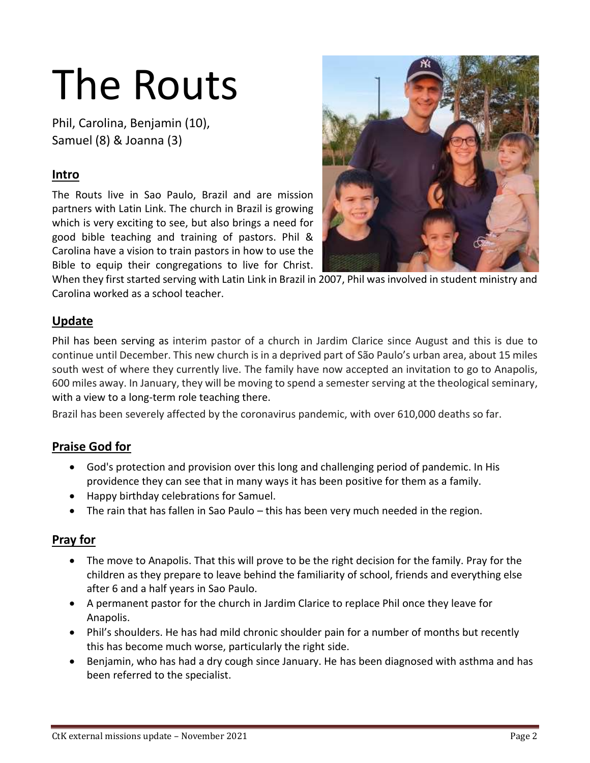# The Routs

Phil, Carolina, Benjamin (10), Samuel (8) & Joanna (3)

## Intro

The Routs live in Sao Paulo, Brazil and are mission partners with Latin Link. The church in Brazil is growing which is very exciting to see, but also brings a need for good bible teaching and training of pastors. Phil & Carolina have a vision to train pastors in how to use the Bible to equip their congregations to live for Christ. When they first started serving with Latin Link in Brazil in 2007, Phil was involved in student ministry and Carolina worked as a school teacher.

## Update

Phil has been serving as interim pastor of a church in Jardim Clarice since August and this is due to continue until December. This new church is in a deprived part of São Paulo's urban area, about 15 miles south west of where they currently live. The family have now accepted an invitation to go to Anapolis, 600 miles away. In January, they will be moving to spend a semester serving at the theological seminary, with a view to a long-term role teaching there.

Brazil has been severely affected by the coronavirus pandemic, with over 610,000 deaths so far.

## Praise God for

- God's protection and provision over this long and challenging period of pandemic. In His providence they can see that in many ways it has been positive for them as a family.
- Happy birthday celebrations for Samuel.
- The rain that has fallen in Sao Paulo – this has been very much needed in the region.

## Pray for

- The move to Anapolis. That this will prove to be the right decision for the family. Pray for the children as they prepare to leave behind the familiarity of school, friends and everything else after 6 and a half years in Sao Paulo.
- A permanent pastor for the church in Jardim Clarice to replace Phil once they leave for Anapolis.
- Phil's shoulders. He has had mild chronic shoulder pain for a number of months but recently this has become much worse, particularly the right side.
- Benjamin, who has had a dry cough since January. He has been diagnosed with asthma and has been referred to the specialist.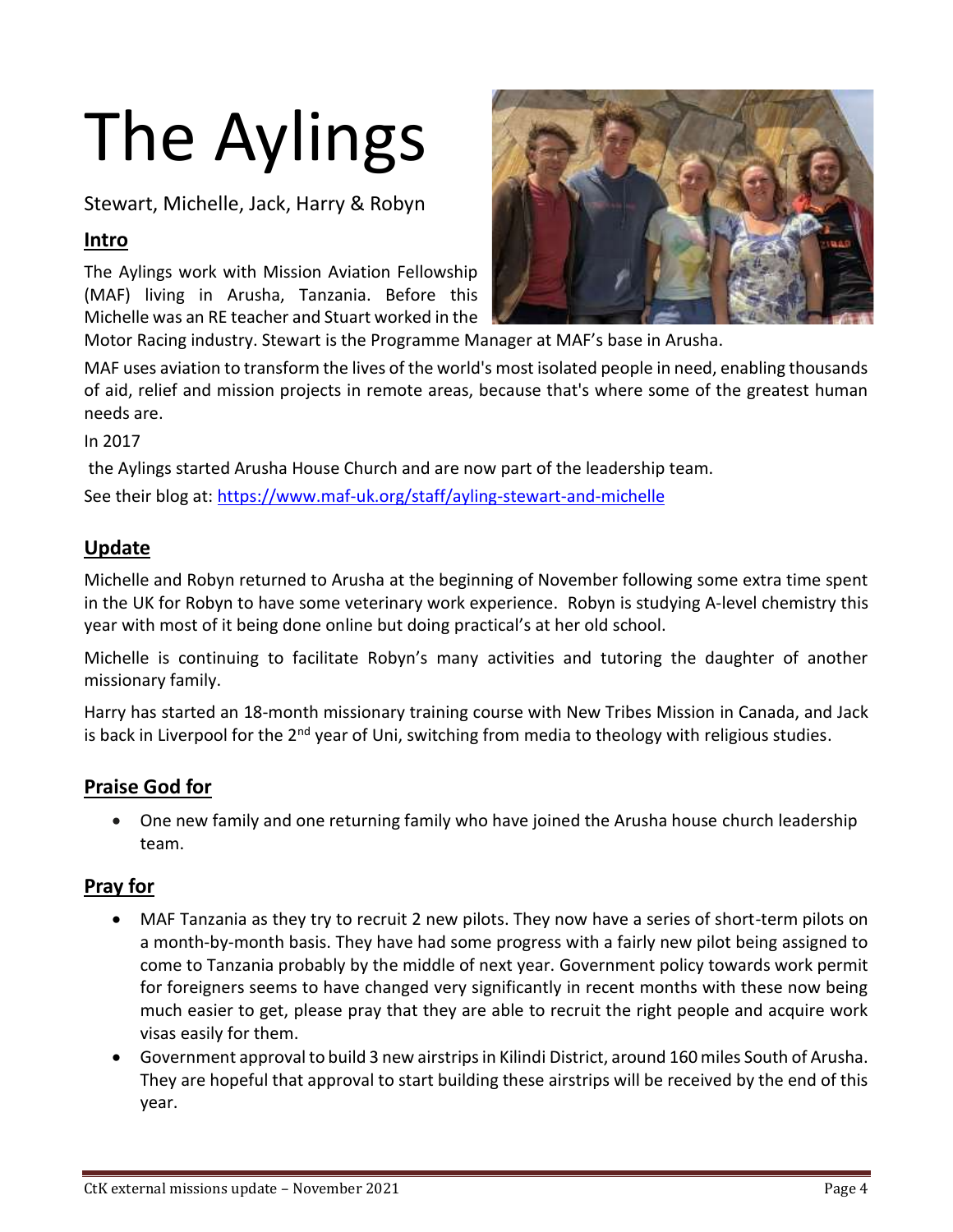# The Aylings

Stewart, Michelle, Jack, Harry & Robyn

## Intro

The Aylings work with Mission Aviation Fellowship (MAF) living in Arusha, Tanzania. Before this Michelle was an RE teacher and Stuart worked in the Motor Racing industry. Stewart is the Programme Manager at MAF's base in Arusha.

MAF uses aviation to transform the lives of the world's most isolated people in need, enabling thousands of aid, relief and mission projects in remote areas, because that's where some of the greatest human needs are.

In 2017

the Aylings started Arusha House Church and are now part of the leadership team.

See their blog at: https://www.maf-uk.org/staff/ayling-stewart-and-michelle

## Update

Michelle and Robyn returned to Arusha at the beginning of November following some extra time spent in the UK for Robyn to have some veterinary work experience. Robyn is studying A-level chemistry this year with most of it being done online but doing practical's at her old school.

Michelle is continuing to facilitate Robyn's many activities and tutoring the daughter of another missionary family.

Harry has started an 18-month missionary training course with New Tribes Mission in Canada, and Jack is back in Liverpool for the 2nd year of Uni, switching from media to theology with religious studies.

## Praise God for

- One new family and one returning family who have joined the Arusha house church leadership team.

## Pray for

- MAF Tanzania as they try to recruit 2 new pilots. They now have a series of short-term pilots on a month-by-month basis. They have had some progress with a fairly new pilot being assigned to come to Tanzania probably by the middle of next year. Government policy towards work permit for foreigners seems to have changed very significantly in recent months with these now being much easier to get, please pray that they are able to recruit the right people and acquire work visas easily for them.
- Government approval to build 3 new airstrips in Kilindi District, around 160 miles South of Arusha. They are hopeful that approval to start building these airstrips will be received by the end of this year.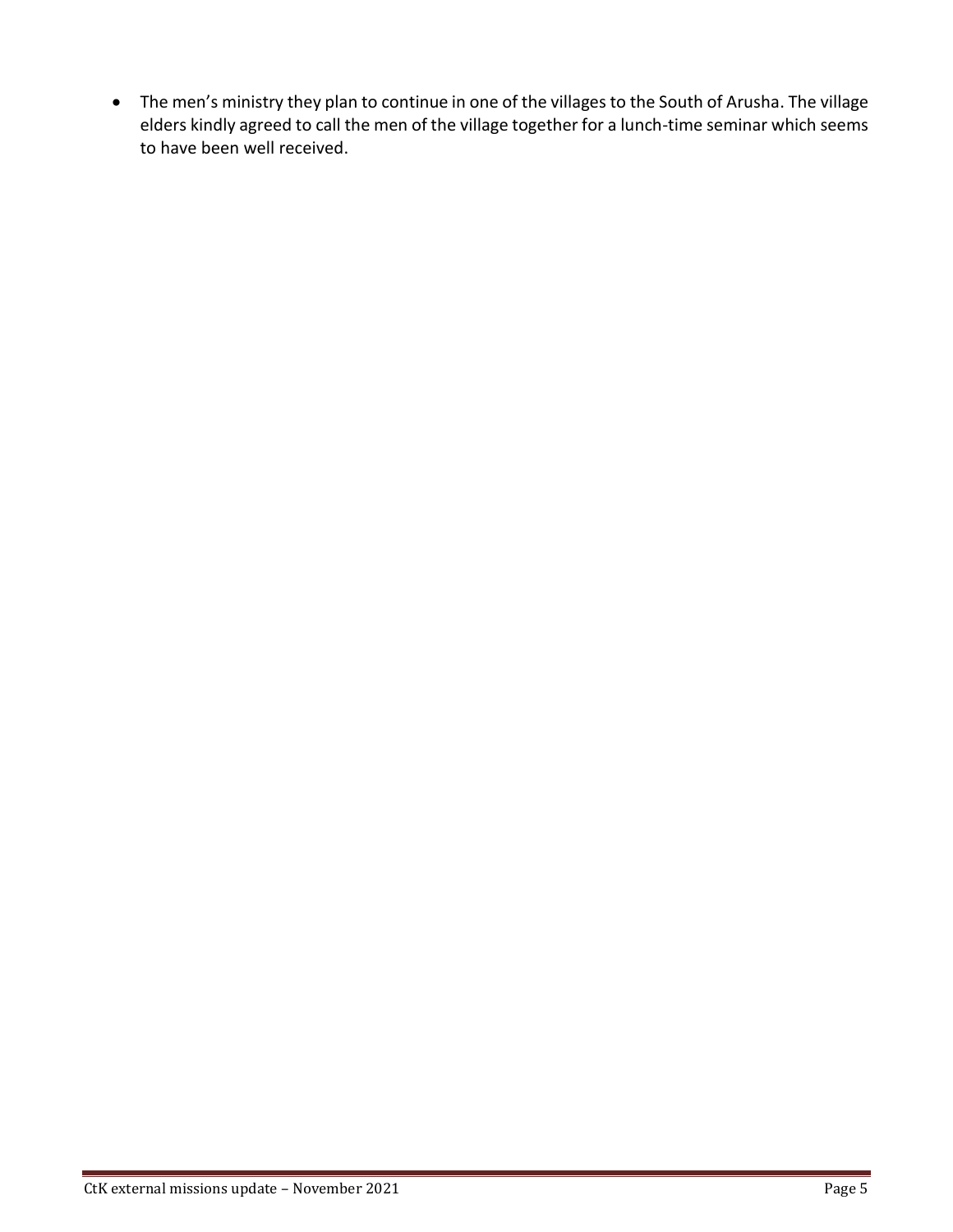- The men's ministry they plan to continue in one of the villages to the South of Arusha. The village elders kindly agreed to call the men of the village together for a lunch-time seminar which seems to have been well received.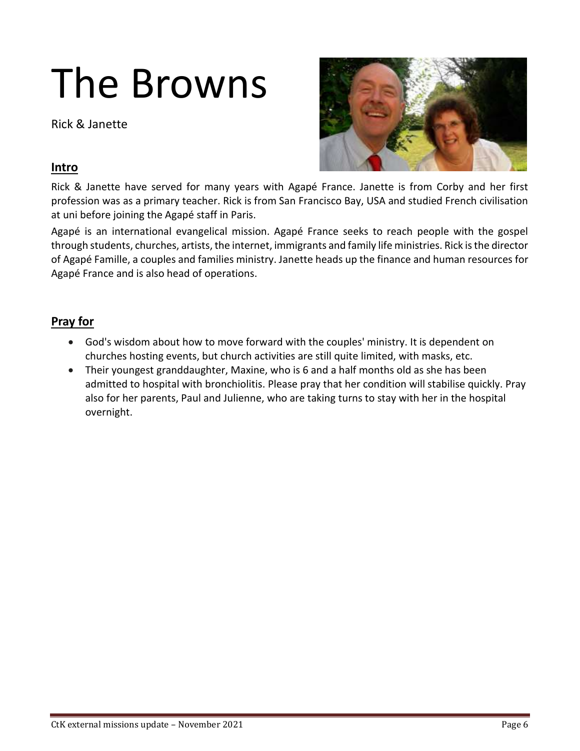# The Browns

Rick & Janette

## Intro

Rick & Janette have served for many years with Agapé France. Janette is from Corby and her first profession was as a primary teacher. Rick is from San Francisco Bay, USA and studied French civilisation at uni before joining the Agapé staff in Paris.

Agapé is an international evangelical mission. Agapé France seeks to reach people with the gospel through students, churches, artists, the internet, immigrants and family life ministries. Rick is the director of Agapé Famille, a couples and families ministry. Janette heads up the finance and human resources for Agapé France and is also head of operations.

## Pray for

- God's wisdom about how to move forward with the couples' ministry. It is dependent on churches hosting events, but church activities are still quite limited, with masks, etc.
- Their youngest granddaughter, Maxine, who is 6 and a half months old as she has been admitted to hospital with bronchiolitis. Please pray that her condition will stabilise quickly. Pray also for her parents, Paul and Julienne, who are taking turns to stay with her in the hospital overnight.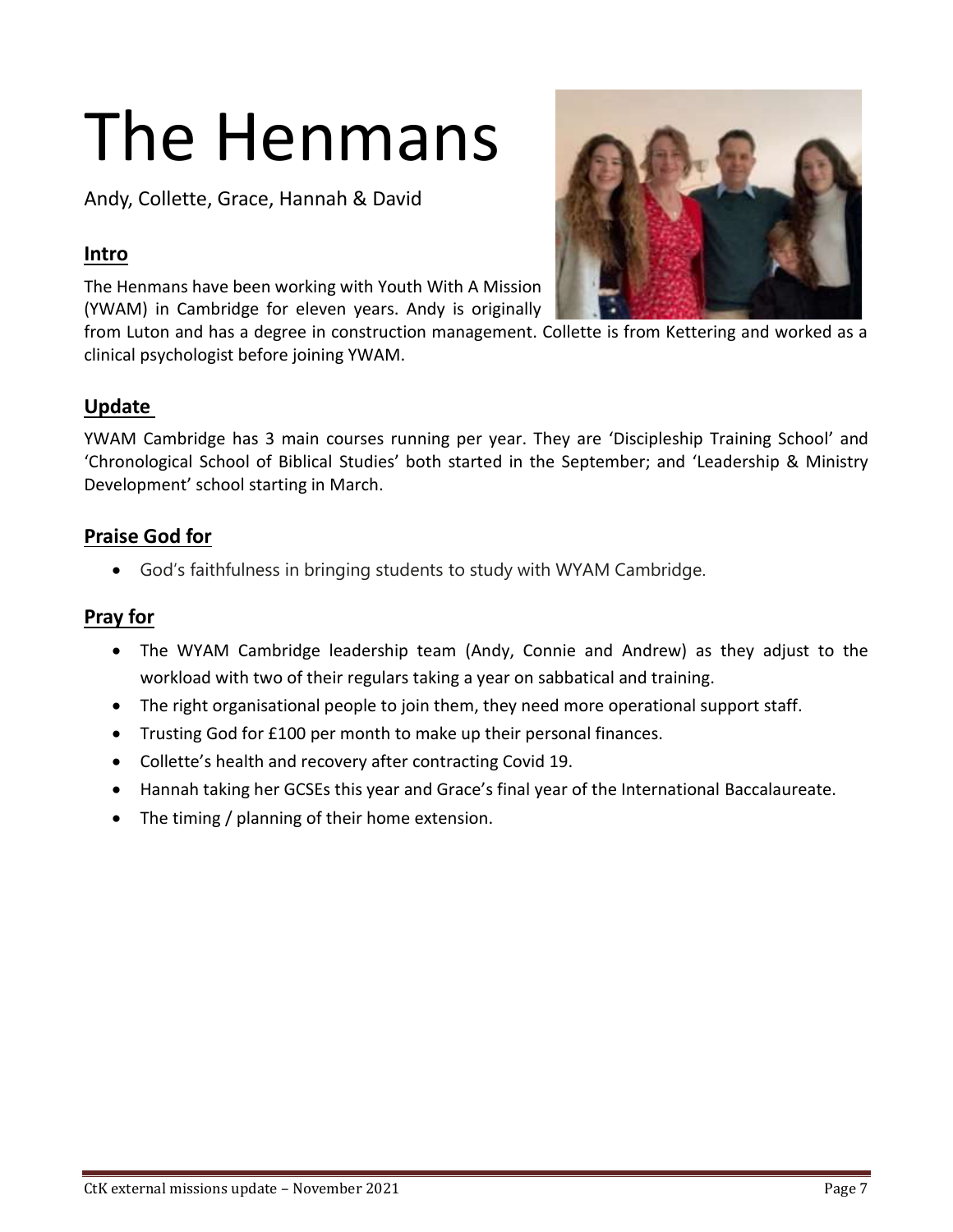# The Henmans

Andy, Collette, Grace, Hannah & David

## Intro

The Henmans have been working with Youth With A Mission (YWAM) in Cambridge for eleven years. Andy is originally from Luton and has a degree in construction management. Collette is from Kettering and worked as a clinical psychologist before joining YWAM.

## Update

YWAM Cambridge has 3 main courses running per year. They are 'Discipleship Training School' and 'Chronological School of Biblical Studies' both started in the September; and 'Leadership & Ministry Development' school starting in March.

## Praise God for

- God's faithfulness in bringing students to study with WYAM Cambridge.

## Pray for

- The WYAM Cambridge leadership team (Andy, Connie and Andrew) as they adjust to the workload with two of their regulars taking a year on sabbatical and training.
- The right organisational people to join them, they need more operational support staff.
- Trusting God for £100 per month to make up their personal finances.
- Collette's health and recovery after contracting Covid 19.
- Hannah taking her GCSEs this year and Grace's final year of the International Baccalaureate.
- The timing / planning of their home extension.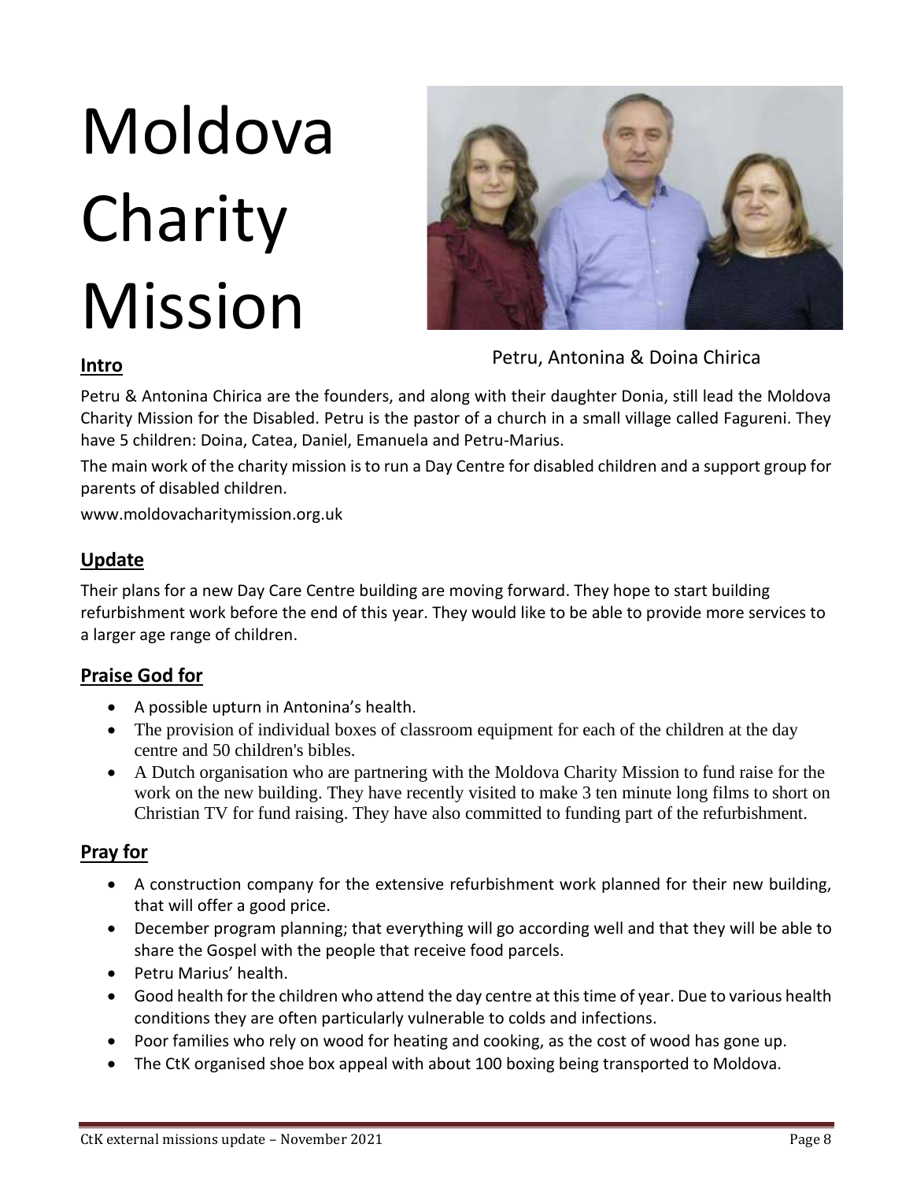# Moldova Charity Mission

Petru, Antonina & Doina Chirica

## Intro

Petru & Antonina Chirica are the founders, and along with their daughter Donia, still lead the Moldova Charity Mission for the Disabled. Petru is the pastor of a church in a small village called Fagureni. They have 5 children: Doina, Catea, Daniel, Emanuela and Petru-Marius.

The main work of the charity mission is to run a Day Centre for disabled children and a support group for parents of disabled children.

www.moldovacharitymission.org.uk

## Update

Their plans for a new Day Care Centre building are moving forward. They hope to start building refurbishment work before the end of this year. They would like to be able to provide more services to a larger age range of children.

## Praise God for

- A possible upturn in Antonina's health.
- The provision of individual boxes of classroom equipment for each of the children at the day centre and 50 children's bibles.
- A Dutch organisation who are partnering with the Moldova Charity Mission to fund raise for the work on the new building. They have recently visited to make 3 ten minute long films to short on Christian TV for fund raising. They have also committed to funding part of the refurbishment.

## Pray for

- A construction company for the extensive refurbishment work planned for their new building, that will offer a good price.
- December program planning; that everything will go according well and that they will be able to share the Gospel with the people that receive food parcels.
- Petru Marius' health.
- Good health for the children who attend the day centre at this time of year. Due to various health conditions they are often particularly vulnerable to colds and infections.
- Poor families who rely on wood for heating and cooking, as the cost of wood has gone up.
- The CtK organised shoe box appeal with about 100 boxing being transported to Moldova.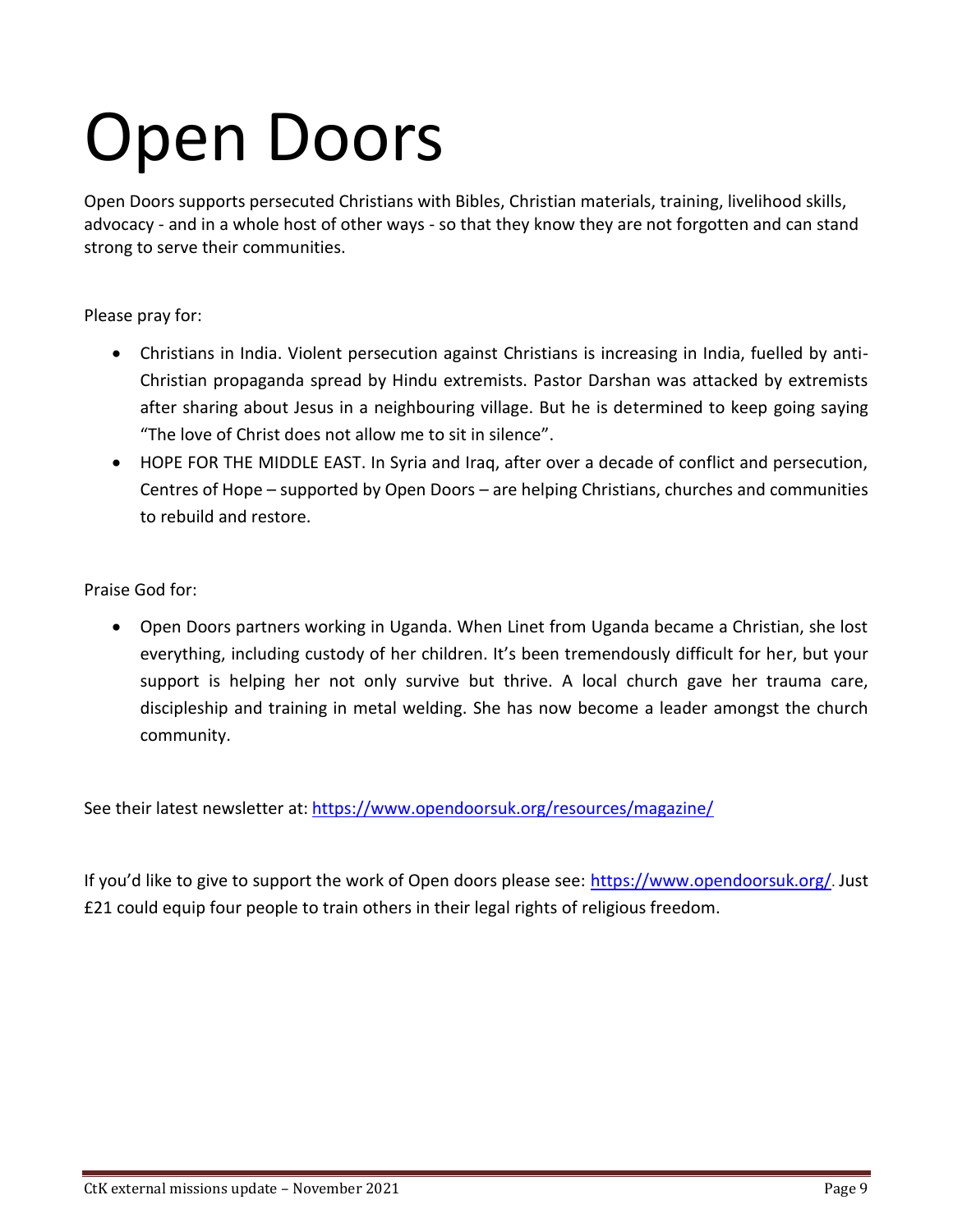# Open Doors

Open Doors supports persecuted Christians with Bibles, Christian materials, training, livelihood skills, advocacy - and in a whole host of other ways - so that they know they are not forgotten and can stand strong to serve their communities.

Please pray for:

- Christians in India. Violent persecution against Christians is increasing in India, fuelled by anti-Christian propaganda spread by Hindu extremists. Pastor Darshan was attacked by extremists after sharing about Jesus in a neighbouring village. But he is determined to keep going saying "The love of Christ does not allow me to sit in silence".
- HOPE FOR THE MIDDLE EAST. In Syria and Iraq, after over a decade of conflict and persecution, Centres of Hope – supported by Open Doors – are helping Christians, churches and communities to rebuild and restore.

Praise God for:

- Open Doors partners working in Uganda. When Linet from Uganda became a Christian, she lost everything, including custody of her children. It's been tremendously difficult for her, but your support is helping her not only survive but thrive. A local church gave her trauma care, discipleship and training in metal welding. She has now become a leader amongst the church community.

See their latest newsletter at: [https://www.opendoorsuk.org/resources/magazine/](https://www.opendoorsuk.org/resources/magazine/)

If you'd like to give to support the work of Open doors please see: [https://www.opendoorsuk.org/](https://www.opendoorsuk.org/). Just £21 could equip four people to train others in their legal rights of religious freedom.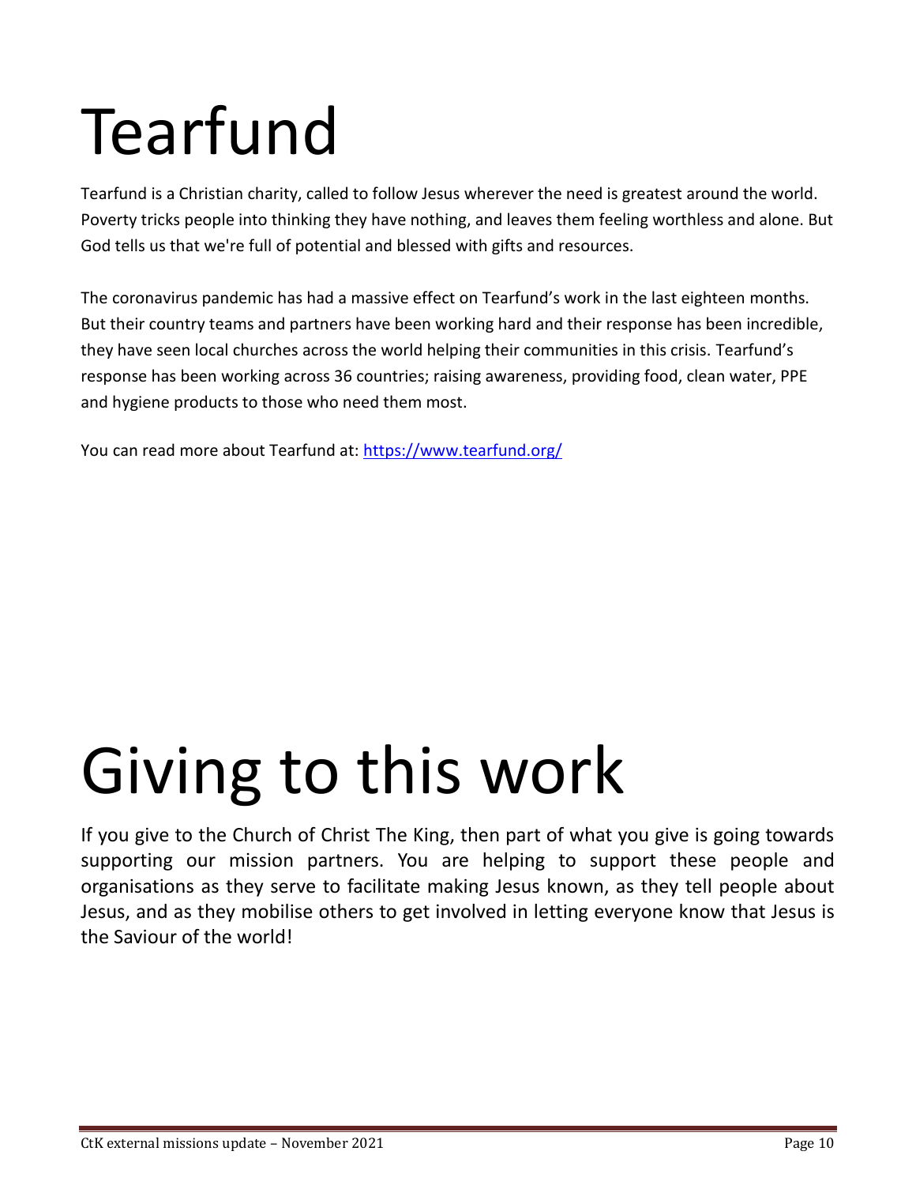# Tearfund

Tearfund is a Christian charity, called to follow Jesus wherever the need is greatest around the world. Poverty tricks people into thinking they have nothing, and leaves them feeling worthless and alone. But God tells us that we're full of potential and blessed with gifts and resources.

The coronavirus pandemic has had a massive effect on Tearfund's work in the last eighteen months. But their country teams and partners have been working hard and their response has been incredible, they have seen local churches across the world helping their communities in this crisis. Tearfund's response has been working across 36 countries; raising awareness, providing food, clean water, PPE and hygiene products to those who need them most.

You can read more about Tearfund at: https://www.tearfund.org/

# Giving to this work

If you give to the Church of Christ The King, then part of what you give is going towards supporting our mission partners. You are helping to support these people and organisations as they serve to facilitate making Jesus known, as they tell people about Jesus, and as they mobilise others to get involved in letting everyone know that Jesus is the Saviour of the world!